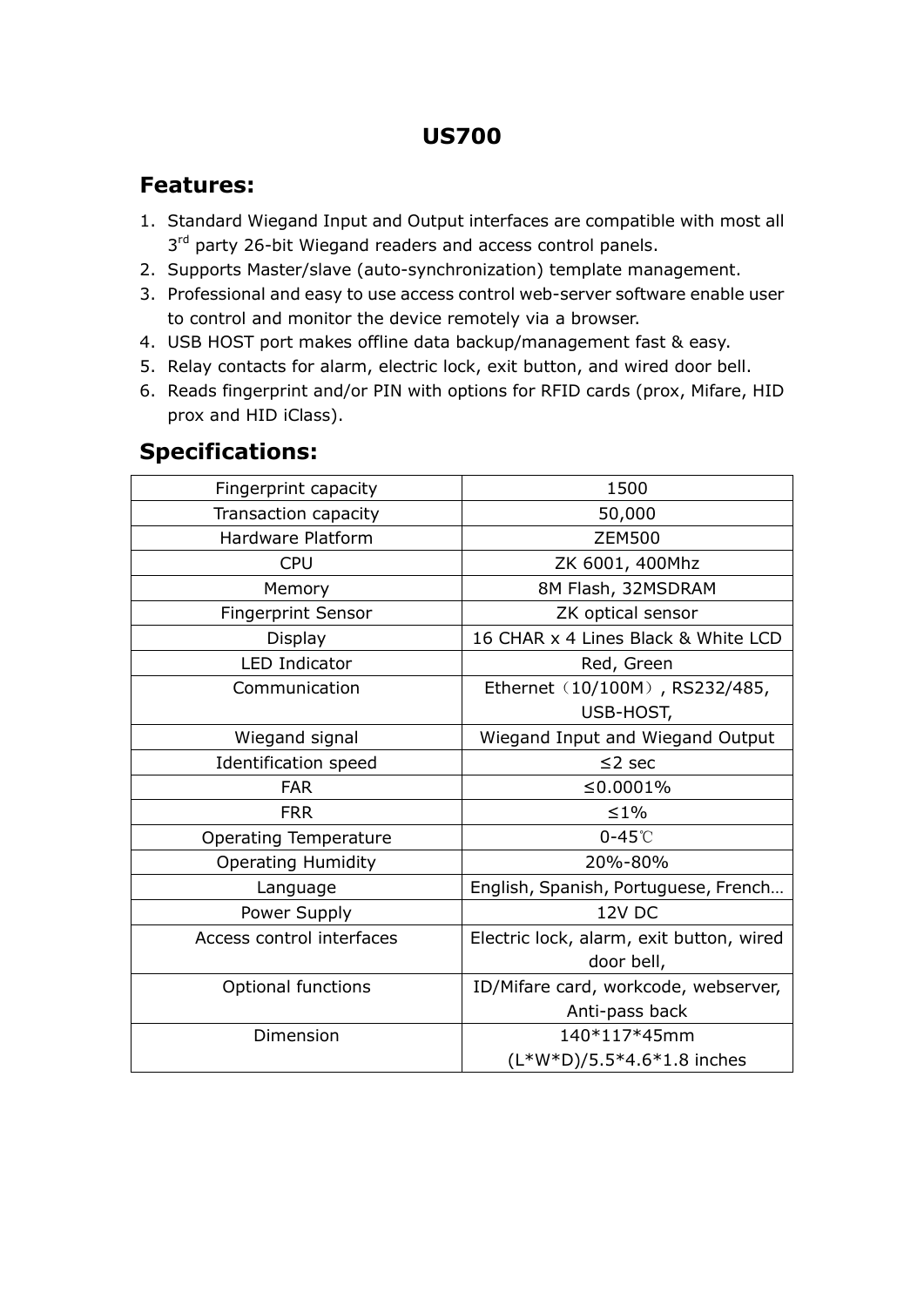# US700

## Features:

1. Standard Wiegand Input and Output interfaces are compatible with most all 3rd party 26-bit Wiegand readers and access control panels.
2. Supports Master/slave (auto-synchronization) template management.
3. Professional and easy to use access control web-server software enable user to control and monitor the device remotely via a browser.
4. USB HOST port makes offline data backup/management fast & easy.
5. Relay contacts for alarm, electric lock, exit button, and wired door bell.
6. Reads fingerprint and/or PIN with options for RFID cards (prox, Mifare, HID prox and HID iClass).

## Specifications:

| | |
|---|---|
| Fingerprint capacity | 1500 |
| Transaction capacity | 50,000 |
| Hardware Platform | ZEM500 |
| CPU | ZK 6001, 400Mhz |
| Memory | 8M Flash, 32MSDRAM |
| Fingerprint Sensor | ZK optical sensor |
| Display | 16 CHAR x 4 Lines Black & White LCD |
| LED Indicator | Red, Green |
| Communication | Ethernet（10/100M）, RS232/485, USB-HOST, |
| Wiegand signal | Wiegand Input and Wiegand Output |
| Identification speed | ≤2 sec |
| FAR | ≤0.0001% |
| FRR | ≤1% |
| Operating Temperature | 0-45℃ |
| Operating Humidity | 20%-80% |
| Language | English, Spanish, Portuguese, French… |
| Power Supply | 12V DC |
| Access control interfaces | Electric lock, alarm, exit button, wired door bell, |
| Optional functions | ID/Mifare card, workcode, webserver, Anti-pass back |
| Dimension | 140*117*45mm (L*W*D)/5.5*4.6*1.8 inches |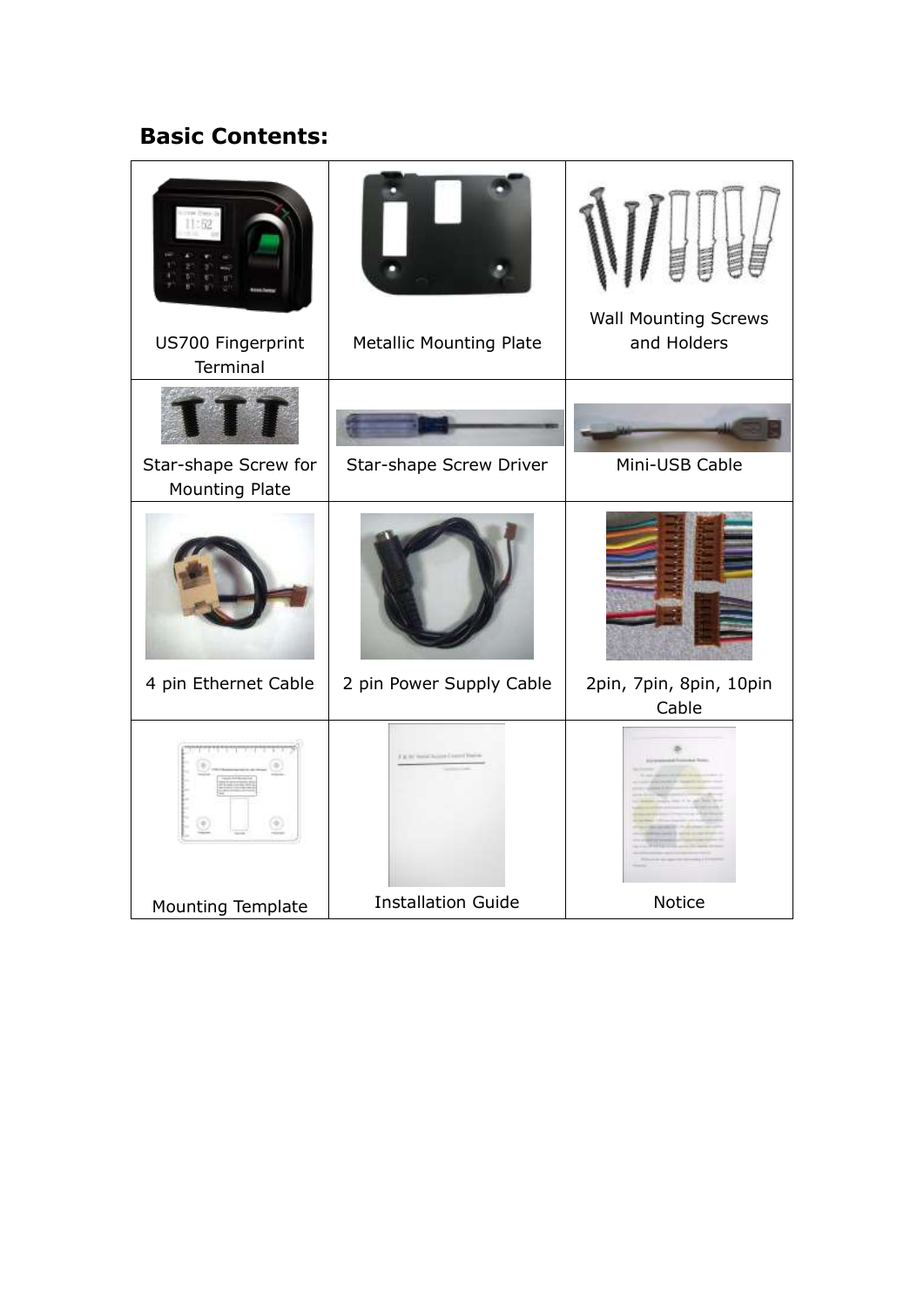## Basic Contents:

| | | |
|---|---|---|
| US700 Fingerprint Terminal | Metallic Mounting Plate | Wall Mounting Screws and Holders |
| Star-shape Screw for Mounting Plate | Star-shape Screw Driver | Mini-USB Cable |
| 4 pin Ethernet Cable | 2 pin Power Supply Cable | 2pin, 7pin, 8pin, 10pin Cable |
| Mounting Template | Installation Guide | Notice |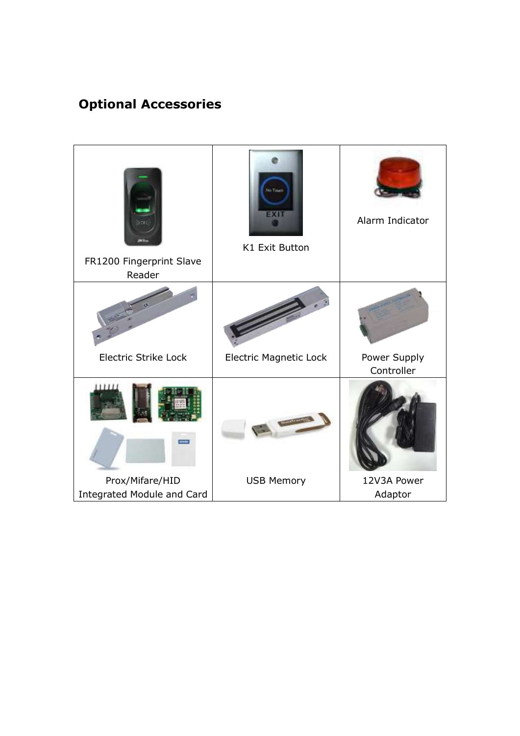## Optional Accessories

| | | |
|---|---|---|
| FR1200 Fingerprint Slave Reader | K1 Exit Button | Alarm Indicator |
| Electric Strike Lock | Electric Magnetic Lock | Power Supply Controller |
| Prox/Mifare/HID Integrated Module and Card | USB Memory | 12V3A Power Adaptor |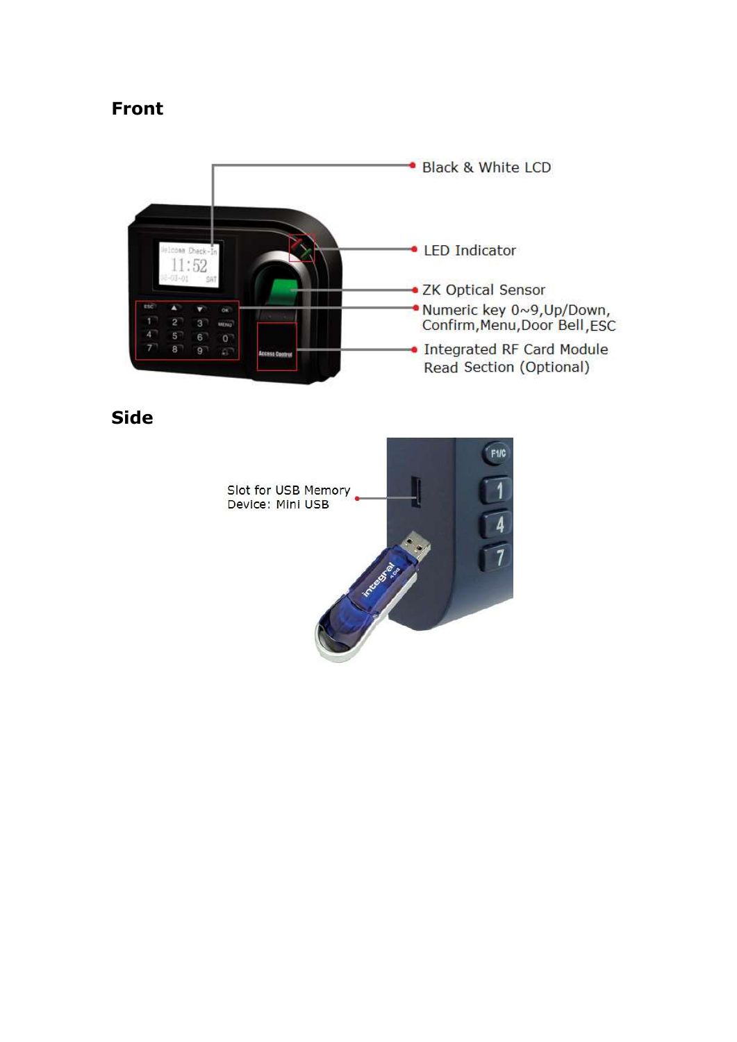## Front

Black & White LCD

LED Indicator

ZK Optical Sensor

Numeric key 0~9,Up/Down, Confirm,Menu,Door Bell,ESC

Integrated RF Card Module Read Section (Optional)

## Side

Slot for USB Memory Device: Mini USB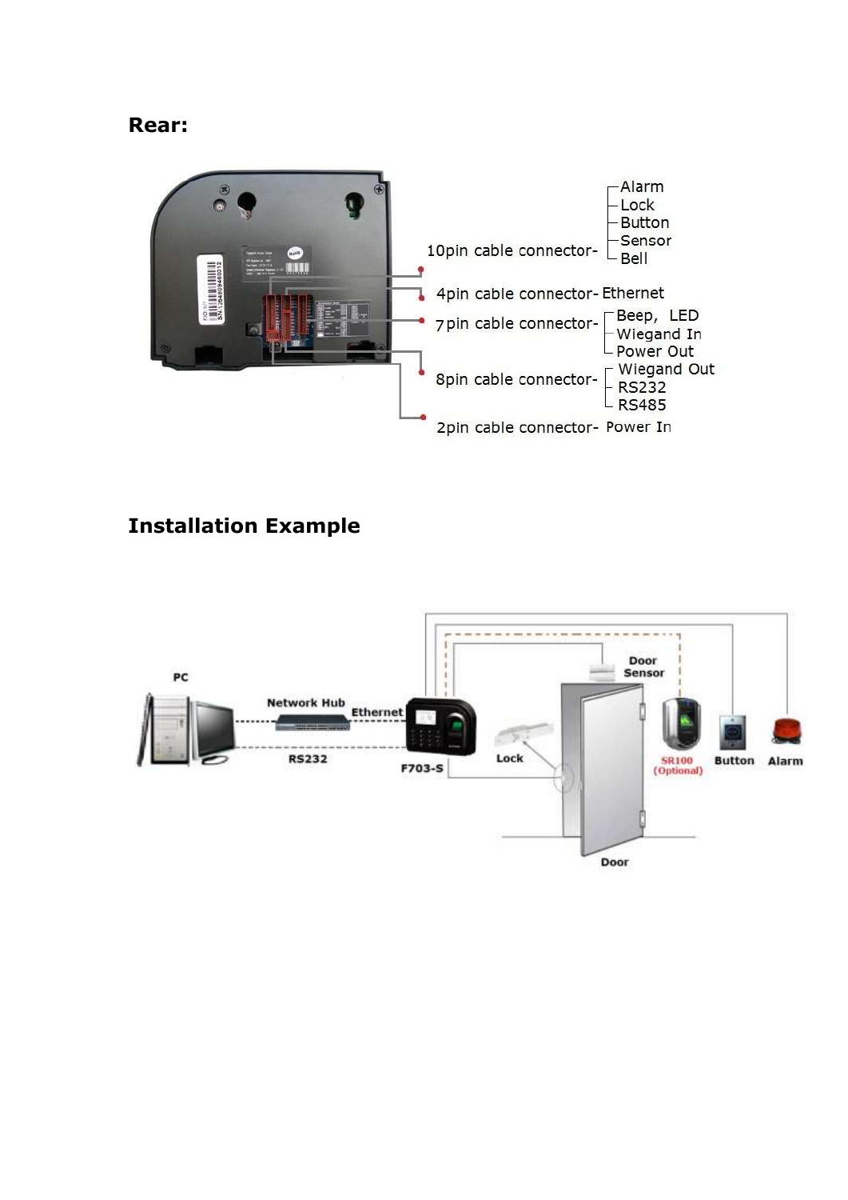## Rear:

10pin cable connector- Alarm, Lock, Button, Sensor, Bell

4pin cable connector- Ethernet

7pin cable connector- Beep, LED, Wiegand In, Power Out

8pin cable connector- Wiegand Out, RS232, RS485

2pin cable connector- Power In

## Installation Example

PC, Network Hub, Ethernet, RS232, F703-S, Lock, Door Sensor, Door, SR100 (Optional), Button, Alarm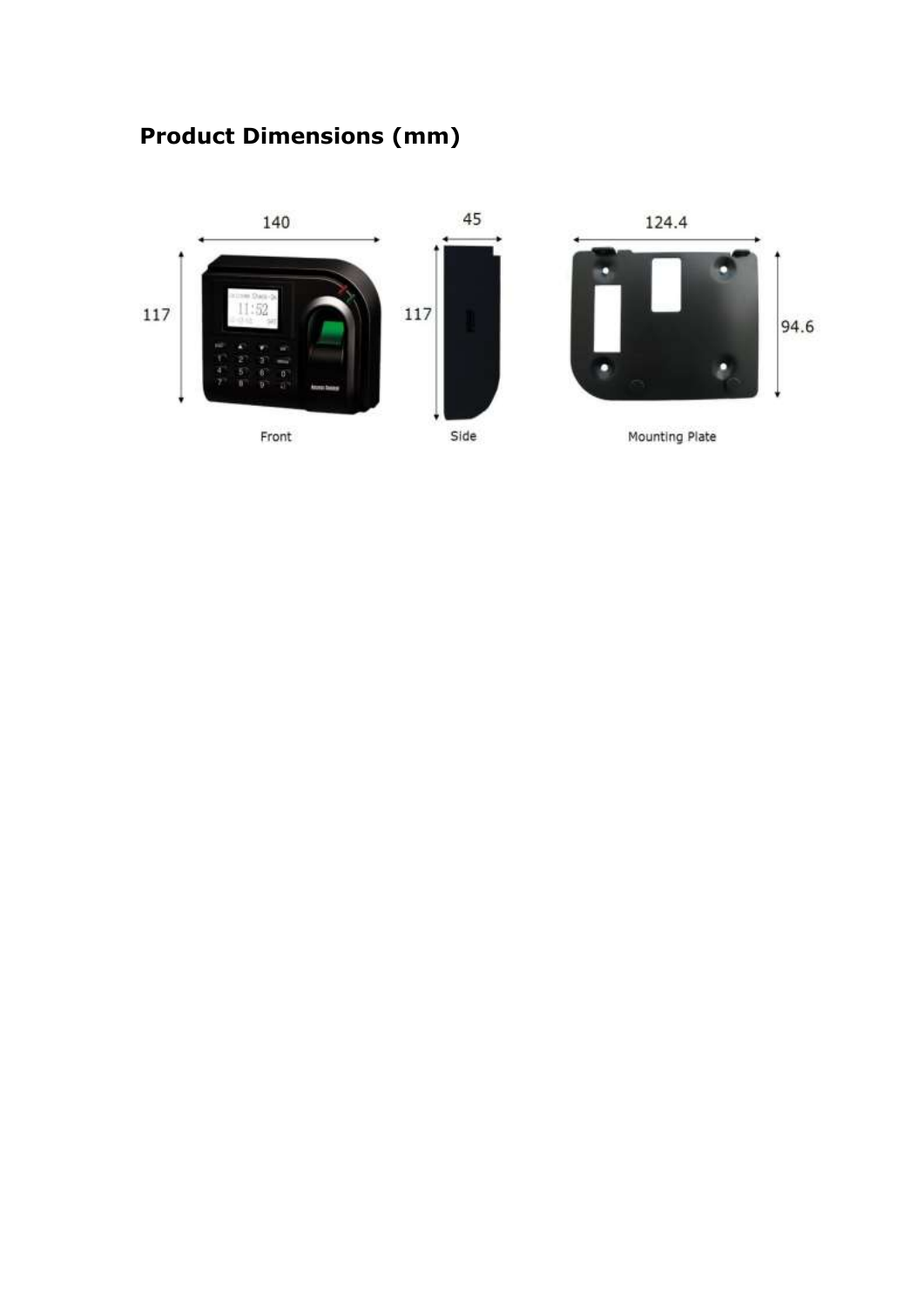## Product Dimensions (mm)

140

117

Front

45

117

Side

124.4

94.6

Mounting Plate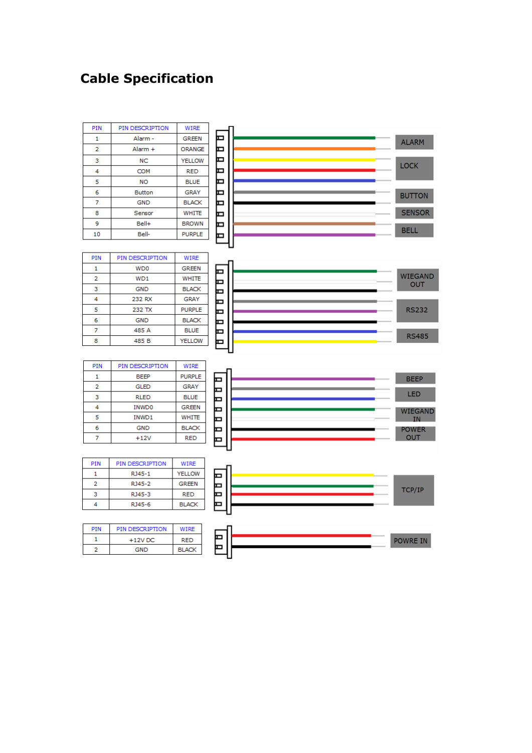# Cable Specification

| PIN | PIN DESCRIPTION | WIRE |
|---|---|---|
| 1 | Alarm - | GREEN |
| 2 | Alarm + | ORANGE |
| 3 | NC | YELLOW |
| 4 | COM | RED |
| 5 | NO | BLUE |
| 6 | Button | GRAY |
| 7 | GND | BLACK |
| 8 | Sensor | WHITE |
| 9 | Bell+ | BROWN |
| 10 | Bell- | PURPLE |

ALARM

LOCK

BUTTON

SENSOR

BELL

| PIN | PIN DESCRIPTION | WIRE |
|---|---|---|
| 1 | WD0 | GREEN |
| 2 | WD1 | WHITE |
| 3 | GND | BLACK |
| 4 | 232 RX | GRAY |
| 5 | 232 TX | PURPLE |
| 6 | GND | BLACK |
| 7 | 485 A | BLUE |
| 8 | 485 B | YELLOW |

WIEGAND OUT

RS232

RS485

| PIN | PIN DESCRIPTION | WIRE |
|---|---|---|
| 1 | BEEP | PURPLE |
| 2 | GLED | GRAY |
| 3 | RLED | BLUE |
| 4 | INWD0 | GREEN |
| 5 | INWD1 | WHITE |
| 6 | GND | BLACK |
| 7 | +12V | RED |

BEEP

LED

WIEGAND IN

POWER OUT

| PIN | PIN DESCRIPTION | WIRE |
|---|---|---|
| 1 | RJ45-1 | YELLOW |
| 2 | RJ45-2 | GREEN |
| 3 | RJ45-3 | RED |
| 4 | RJ45-6 | BLACK |

TCP/IP

| PIN | PIN DESCRIPTION | WIRE |
|---|---|---|
| 1 | +12V DC | RED |
| 2 | GND | BLACK |

POWRE IN